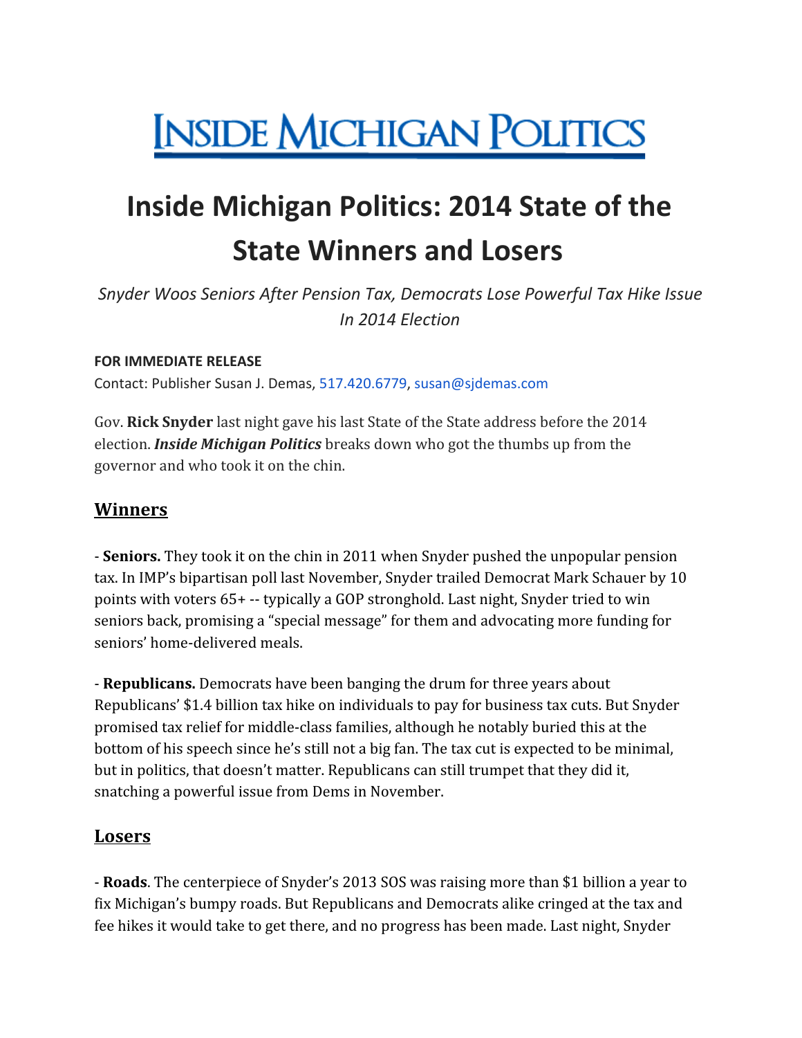# INSIDE MICHIGAN POLITICS

# Inside Michigan Politics: 2014 State of the State Winners and Losers

*Snyder Woos Seniors After Pension Tax, Democrats Lose Powerful Tax Hike Issue In 2014 Election*

**FOR IMMEDIATE RELEASE**

Contact: Publisher Susan J. Demas, 517.420.6779, susan@sjdemas.com

Gov. **Rick Snyder** last night gave his last State of the State address before the 2014 election. ***Inside Michigan Politics*** breaks down who got the thumbs up from the governor and who took it on the chin.

## Winners

- **Seniors.** They took it on the chin in 2011 when Snyder pushed the unpopular pension tax. In IMP's bipartisan poll last November, Snyder trailed Democrat Mark Schauer by 10 points with voters 65+ -- typically a GOP stronghold. Last night, Snyder tried to win seniors back, promising a "special message" for them and advocating more funding for seniors' home-delivered meals.

- **Republicans.** Democrats have been banging the drum for three years about Republicans' $1.4 billion tax hike on individuals to pay for business tax cuts. But Snyder promised tax relief for middle-class families, although he notably buried this at the bottom of his speech since he's still not a big fan. The tax cut is expected to be minimal, but in politics, that doesn't matter. Republicans can still trumpet that they did it, snatching a powerful issue from Dems in November.

## Losers

- **Roads**. The centerpiece of Snyder's 2013 SOS was raising more than $1 billion a year to fix Michigan's bumpy roads. But Republicans and Democrats alike cringed at the tax and fee hikes it would take to get there, and no progress has been made. Last night, Snyder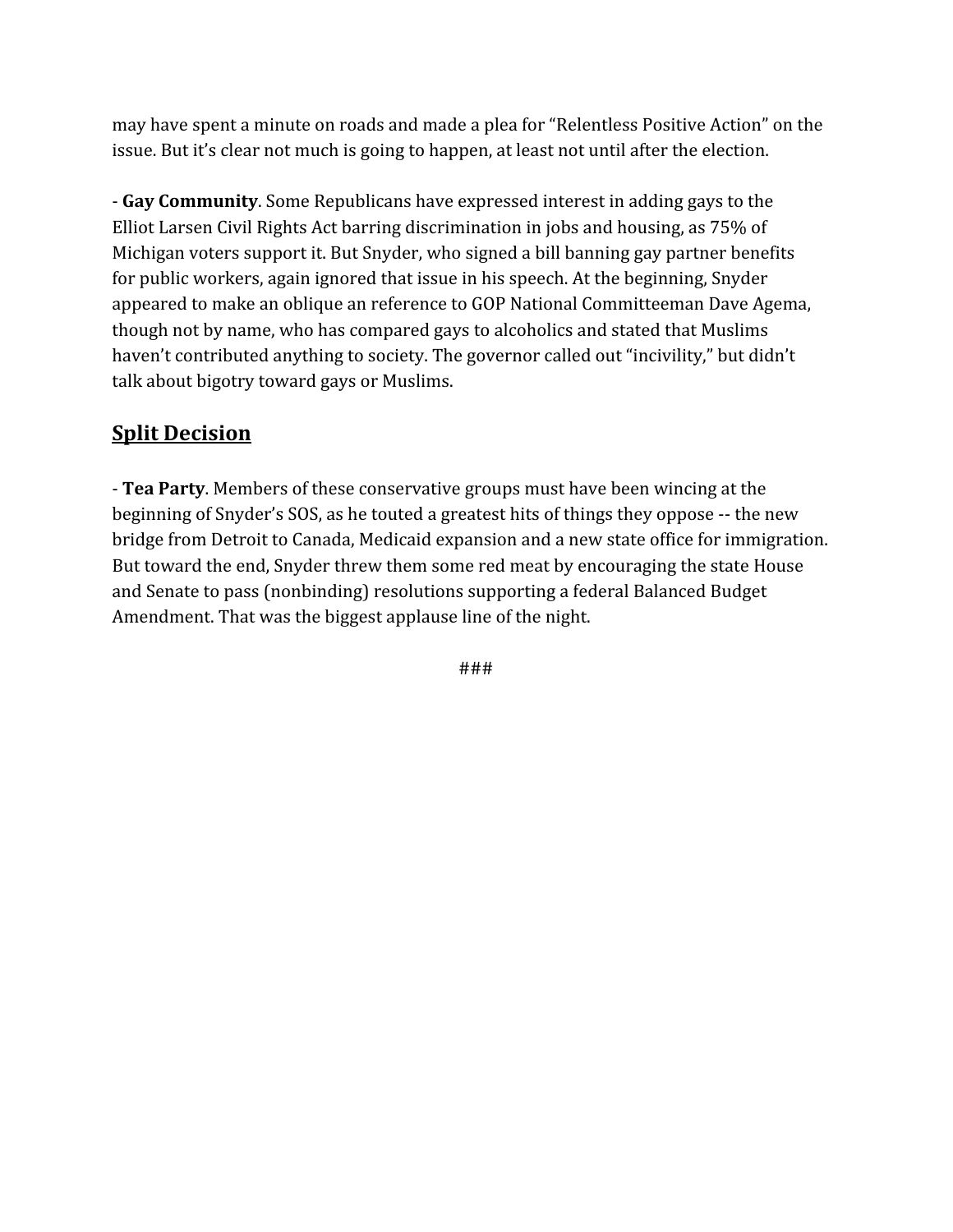may have spent a minute on roads and made a plea for "Relentless Positive Action" on the issue. But it's clear not much is going to happen, at least not until after the election.

- **Gay Community**. Some Republicans have expressed interest in adding gays to the Elliot Larsen Civil Rights Act barring discrimination in jobs and housing, as 75% of Michigan voters support it. But Snyder, who signed a bill banning gay partner benefits for public workers, again ignored that issue in his speech. At the beginning, Snyder appeared to make an oblique an reference to GOP National Committeeman Dave Agema, though not by name, who has compared gays to alcoholics and stated that Muslims haven't contributed anything to society. The governor called out "incivility," but didn't talk about bigotry toward gays or Muslims.

## <u>Split Decision</u>

- **Tea Party**. Members of these conservative groups must have been wincing at the beginning of Snyder's SOS, as he touted a greatest hits of things they oppose -- the new bridge from Detroit to Canada, Medicaid expansion and a new state office for immigration. But toward the end, Snyder threw them some red meat by encouraging the state House and Senate to pass (nonbinding) resolutions supporting a federal Balanced Budget Amendment. That was the biggest applause line of the night.

###